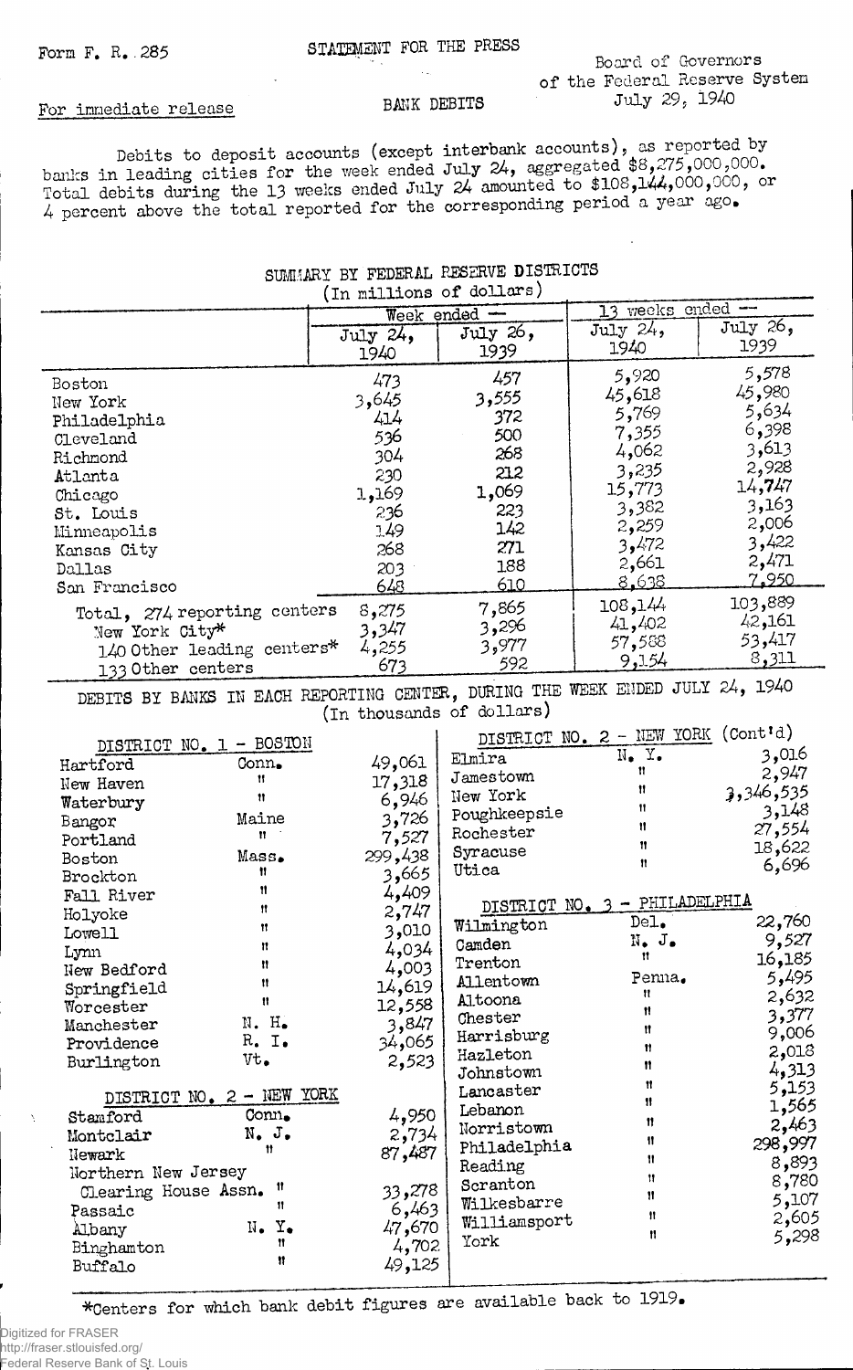Form F. R. 285

STATEMENT FOR THE PRESS

Board of Governors of the Federal Reserve System

July 29, 1940

For immediate release

BANK DEBITS

Debits to deposit accounts (except interbank accounts), as reported by banks in leading cities for the week ended July 24, aggregated $8,275,000,000. Total debits during the 13 weeks ended July 24 amounted to $108,144,000,000, or 4 percent above the total reported for the corresponding period a year ago.

## SUMMARY BY FEDERAL RESERVE DISTRICTS

(In millions of dollars)

| | Week ended — | | 13 weeks ended — | |
|---|---|---|---|---|
| | July 24, 1940 | July 26, 1939 | July 24, 1940 | July 26, 1939 |
| Boston | 473 | 457 | 5,920 | 5,578 |
| New York | 3,645 | 3,555 | 45,618 | 45,980 |
| Philadelphia | 414 | 372 | 5,769 | 5,634 |
| Cleveland | 536 | 500 | 7,355 | 6,398 |
| Richmond | 304 | 268 | 4,062 | 3,613 |
| Atlanta | 230 | 212 | 3,235 | 2,928 |
| Chicago | 1,169 | 1,069 | 15,773 | 14,747 |
| St. Louis | 236 | 223 | 3,382 | 3,163 |
| Minneapolis | 149 | 142 | 2,259 | 2,006 |
| Kansas City | 268 | 271 | 3,472 | 3,422 |
| Dallas | 203 | 188 | 2,661 | 2,471 |
| San Francisco | 648 | 610 | 8,638 | 7,950 |
| Total, 274 reporting centers | 8,275 | 7,865 | 108,144 | 103,889 |
| New York City* | 3,347 | 3,296 | 41,402 | 42,161 |
| 140 Other leading centers* | 4,255 | 3,977 | 57,588 | 53,417 |
| 133 Other centers | 673 | 592 | 9,154 | 8,311 |

## DEBITS BY BANKS IN EACH REPORTING CENTER, DURING THE WEEK ENDED JULY 24, 1940

(In thousands of dollars)

| DISTRICT NO. 1 - BOSTON | | |
|---|---|---|
| Hartford | Conn. | 49,061 |
| New Haven | " | 17,318 |
| Waterbury | " | 6,946 |
| Bangor | Maine | 3,726 |
| Portland | " | 7,527 |
| Boston | Mass. | 299,438 |
| Brockton | " | 3,665 |
| Fall River | " | 4,409 |
| Holyoke | " | 2,747 |
| Lowell | " | 3,010 |
| Lynn | " | 4,034 |
| New Bedford | " | 4,003 |
| Springfield | " | 14,619 |
| Worcester | " | 12,558 |
| Manchester | N. H. | 3,847 |
| Providence | R. I. | 34,065 |
| Burlington | Vt. | 2,523 |

| DISTRICT NO. 2 - NEW YORK | | |
|---|---|---|
| Stamford | Conn. | 4,950 |
| Montclair | N. J. | 2,734 |
| Newark | " | 87,487 |
| Northern New Jersey Clearing House Assn. | " | 33,278 |
| Passaic | " | 6,463 |
| Albany | N. Y. | 47,670 |
| Binghamton | " | 4,702 |
| Buffalo | " | 49,125 |
| Elmira | N. Y. | 3,016 |
| Jamestown | " | 2,947 |
| New York | " | 3,346,535 |
| Poughkeepsie | " | 3,148 |
| Rochester | " | 27,554 |
| Syracuse | " | 18,622 |
| Utica | " | 6,696 |

| DISTRICT NO. 3 - PHILADELPHIA | | |
|---|---|---|
| Wilmington | Del. | 22,760 |
| Camden | N. J. | 9,527 |
| Trenton | " | 16,185 |
| Allentown | Penna. | 5,495 |
| Altoona | " | 2,632 |
| Chester | " | 3,377 |
| Harrisburg | " | 9,006 |
| Hazleton | " | 2,018 |
| Johnstown | " | 4,313 |
| Lancaster | " | 5,153 |
| Lebanon | " | 1,565 |
| Norristown | " | 2,463 |
| Philadelphia | " | 298,997 |
| Reading | " | 8,893 |
| Scranton | " | 8,780 |
| Wilkesbarre | " | 5,107 |
| Williamsport | " | 2,605 |
| York | " | 5,298 |

*Centers for which bank debit figures are available back to 1919.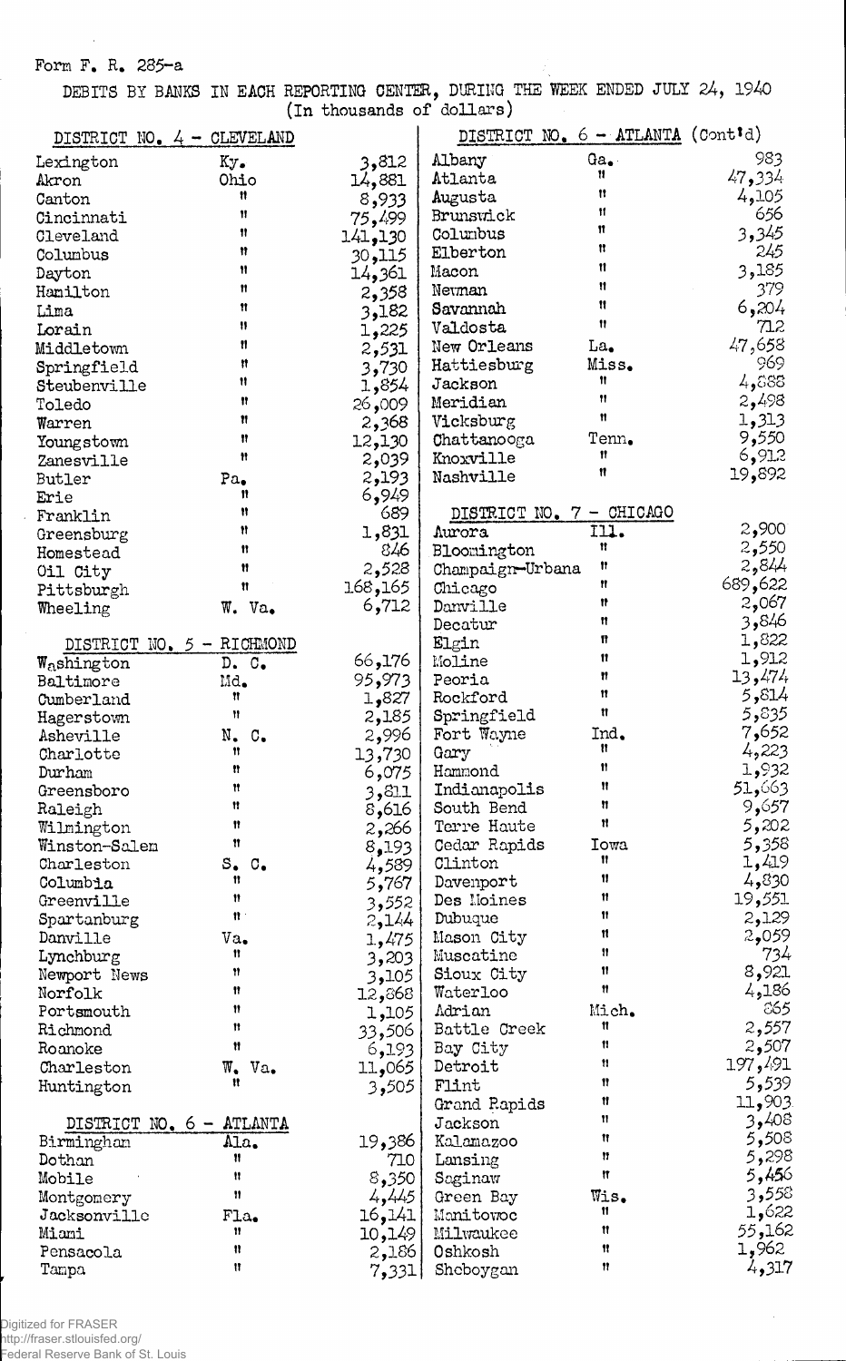Form F. R. 285-a

DEBITS BY BANKS IN EACH REPORTING CENTER, DURING THE WEEK ENDED JULY 24, 1940
(In thousands of dollars)

| DISTRICT NO. 4 - CLEVELAND | | |
|---|---|---|
| Lexington | Ky. | 3,812 |
| Akron | Ohio | 14,881 |
| Canton | " | 8,933 |
| Cincinnati | " | 75,499 |
| Cleveland | " | 141,130 |
| Columbus | " | 30,115 |
| Dayton | " | 14,361 |
| Hamilton | " | 2,358 |
| Lima | " | 3,182 |
| Lorain | " | 1,225 |
| Middletown | " | 2,531 |
| Springfield | " | 3,730 |
| Steubenville | " | 1,854 |
| Toledo | " | 26,009 |
| Warren | " | 2,368 |
| Youngstown | " | 12,130 |
| Zanesville | " | 2,039 |
| Butler | Pa. | 2,193 |
| Erie | " | 6,949 |
| Franklin | " | 689 |
| Greensburg | " | 1,831 |
| Homestead | " | 846 |
| Oil City | " | 2,528 |
| Pittsburgh | " | 168,165 |
| Wheeling | W. Va. | 6,712 |

| DISTRICT NO. 5 - RICHMOND | | |
|---|---|---|
| Washington | D. C. | 66,176 |
| Baltimore | Md. | 95,973 |
| Cumberland | " | 1,827 |
| Hagerstown | " | 2,185 |
| Asheville | N. C. | 2,996 |
| Charlotte | " | 13,730 |
| Durham | " | 6,075 |
| Greensboro | " | 3,811 |
| Raleigh | " | 8,616 |
| Wilmington | " | 2,266 |
| Winston-Salem | " | 8,193 |
| Charleston | S. C. | 4,589 |
| Columbia | " | 5,767 |
| Greenville | " | 3,552 |
| Spartanburg | " | 2,144 |
| Danville | Va. | 1,475 |
| Lynchburg | " | 3,203 |
| Newport News | " | 3,105 |
| Norfolk | " | 12,868 |
| Portsmouth | " | 1,105 |
| Richmond | " | 33,506 |
| Roanoke | " | 6,193 |
| Charleston | W. Va. | 11,065 |
| Huntington | " | 3,505 |

| DISTRICT NO. 6 - ATLANTA | | |
|---|---|---|
| Birmingham | Ala. | 19,386 |
| Dothan | " | 710 |
| Mobile | " | 8,350 |
| Montgomery | " | 4,445 |
| Jacksonville | Fla. | 16,141 |
| Miami | " | 10,149 |
| Pensacola | " | 2,186 |
| Tampa | " | 7,331 |
| Albany | Ga. | 983 |
| Atlanta | " | 47,334 |
| Augusta | " | 4,105 |
| Brunswick | " | 656 |
| Columbus | " | 3,345 |
| Elberton | " | 245 |
| Macon | " | 3,185 |
| Newnan | " | 379 |
| Savannah | " | 6,204 |
| Valdosta | " | 712 |
| New Orleans | La. | 47,658 |
| Hattiesburg | Miss. | 969 |
| Jackson | " | 4,888 |
| Meridian | " | 2,498 |
| Vicksburg | " | 1,313 |
| Chattanooga | Tenn. | 9,550 |
| Knoxville | " | 6,912 |
| Nashville | " | 19,892 |

| DISTRICT NO. 7 - CHICAGO | | |
|---|---|---|
| Aurora | Ill. | 2,900 |
| Bloomington | " | 2,550 |
| Champaign-Urbana | " | 2,844 |
| Chicago | " | 689,622 |
| Danville | " | 2,067 |
| Decatur | " | 3,846 |
| Elgin | " | 1,822 |
| Moline | " | 1,912 |
| Peoria | " | 13,474 |
| Rockford | " | 5,814 |
| Springfield | " | 5,835 |
| Fort Wayne | Ind. | 7,652 |
| Gary | " | 4,223 |
| Hammond | " | 1,932 |
| Indianapolis | " | 51,663 |
| South Bend | " | 9,657 |
| Terre Haute | " | 5,202 |
| Cedar Rapids | Iowa | 5,358 |
| Clinton | " | 1,419 |
| Davenport | " | 4,830 |
| Des Moines | " | 19,551 |
| Dubuque | " | 2,129 |
| Mason City | " | 2,059 |
| Muscatine | " | 734 |
| Sioux City | " | 8,921 |
| Waterloo | " | 4,186 |
| Adrian | Mich. | 865 |
| Battle Creek | " | 2,557 |
| Bay City | " | 2,507 |
| Detroit | " | 197,491 |
| Flint | " | 5,539 |
| Grand Rapids | " | 11,903 |
| Jackson | " | 3,408 |
| Kalamazoo | " | 5,508 |
| Lansing | " | 5,298 |
| Saginaw | " | 5,456 |
| Green Bay | Wis. | 3,558 |
| Manitowoc | " | 1,622 |
| Milwaukee | " | 55,162 |
| Oshkosh | " | 1,962 |
| Sheboygan | " | 4,317 |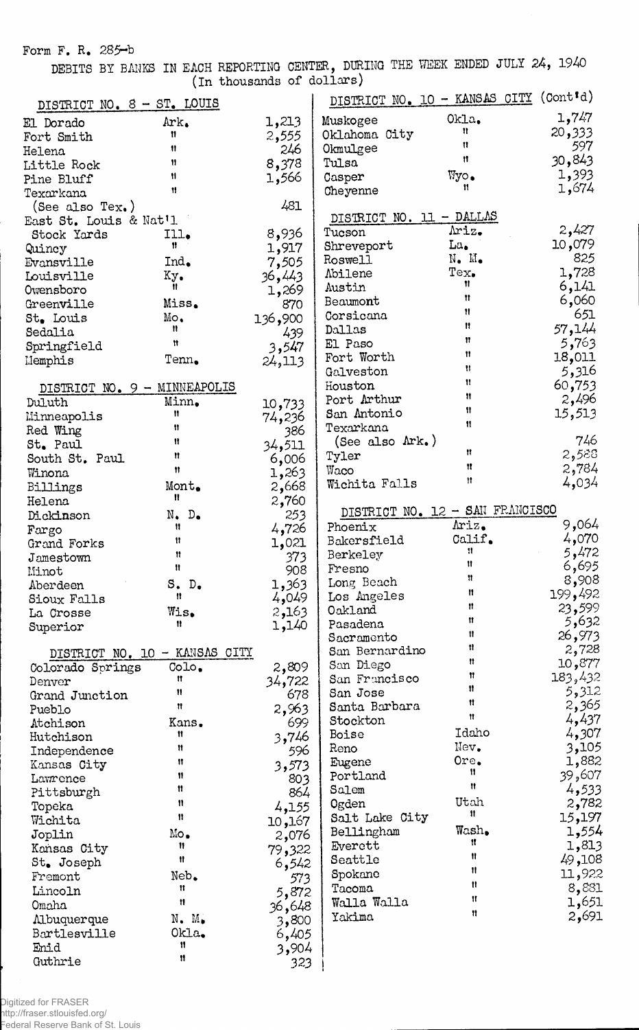Form F. R. 285-b

DEBITS BY BANKS IN EACH REPORTING CENTER, DURING THE WEEK ENDED JULY 24, 1940
(In thousands of dollars)

| | | |
|---|---|---|
| **DISTRICT NO. 8 - ST. LOUIS** | | |
| El Dorado | Ark. | 1,213 |
| Fort Smith | " | 2,555 |
| Helena | " | 246 |
| Little Rock | " | 8,378 |
| Pine Bluff | " | 1,566 |
| Texarkana (See also Tex.) | " | 481 |
| East St. Louis & Nat'l Stock Yards | Ill. | 8,936 |
| Quincy | " | 1,917 |
| Evansville | Ind. | 7,505 |
| Louisville | Ky. | 36,443 |
| Owensboro | " | 1,269 |
| Greenville | Miss. | 870 |
| St. Louis | Mo. | 136,900 |
| Sedalia | " | 439 |
| Springfield | " | 3,547 |
| Memphis | Tenn. | 24,113 |
| **DISTRICT NO. 9 - MINNEAPOLIS** | | |
| Duluth | Minn. | 10,733 |
| Minneapolis | " | 74,236 |
| Red Wing | " | 386 |
| St. Paul | " | 34,511 |
| South St. Paul | " | 6,006 |
| Winona | " | 1,263 |
| Billings | Mont. | 2,668 |
| Helena | " | 2,760 |
| Dickinson | N. D. | 253 |
| Fargo | " | 4,726 |
| Grand Forks | " | 1,021 |
| Jamestown | " | 373 |
| Minot | " | 908 |
| Aberdeen | S. D. | 1,363 |
| Sioux Falls | " | 4,049 |
| La Crosse | Wis. | 2,163 |
| Superior | " | 1,140 |
| **DISTRICT NO. 10 - KANSAS CITY** | | |
| Colorado Springs | Colo. | 2,809 |
| Denver | " | 34,722 |
| Grand Junction | " | 678 |
| Pueblo | " | 2,963 |
| Atchison | Kans. | 699 |
| Hutchison | " | 3,746 |
| Independence | " | 596 |
| Kansas City | " | 3,573 |
| Lawrence | " | 803 |
| Pittsburgh | " | 864 |
| Topeka | " | 4,155 |
| Wichita | " | 10,167 |
| Joplin | Mo. | 2,076 |
| Kansas City | " | 79,322 |
| St. Joseph | " | 6,542 |
| Fremont | Neb. | 573 |
| Lincoln | " | 5,872 |
| Omaha | " | 36,648 |
| Albuquerque | N. M. | 3,800 |
| Bartlesville | Okla. | 6,405 |
| Enid | " | 3,904 |
| Guthrie | " | 323 |
| **DISTRICT NO. 10 - KANSAS CITY (Cont'd)** | | |
| Muskogee | Okla. | 1,747 |
| Oklahoma City | " | 20,333 |
| Okmulgee | " | 597 |
| Tulsa | " | 30,843 |
| Casper | Wyo. | 1,393 |
| Cheyenne | " | 1,674 |
| **DISTRICT NO. 11 - DALLAS** | | |
| Tucson | Ariz. | 2,427 |
| Shreveport | La. | 10,079 |
| Roswell | N. M. | 825 |
| Abilene | Tex. | 1,728 |
| Austin | " | 6,141 |
| Beaumont | " | 6,060 |
| Corsicana | " | 651 |
| Dallas | " | 57,144 |
| El Paso | " | 5,763 |
| Fort Worth | " | 18,011 |
| Galveston | " | 5,316 |
| Houston | " | 60,753 |
| Port Arthur | " | 2,496 |
| San Antonio | " | 15,513 |
| Texarkana (See also Ark.) | " | 746 |
| Tyler | " | 2,588 |
| Waco | " | 2,784 |
| Wichita Falls | " | 4,034 |
| **DISTRICT NO. 12 - SAN FRANCISCO** | | |
| Phoenix | Ariz. | 9,064 |
| Bakersfield | Calif. | 4,070 |
| Berkeley | " | 5,472 |
| Fresno | " | 6,695 |
| Long Beach | " | 8,908 |
| Los Angeles | " | 199,492 |
| Oakland | " | 23,599 |
| Pasadena | " | 5,632 |
| Sacramento | " | 26,973 |
| San Bernardino | " | 2,728 |
| San Diego | " | 10,877 |
| San Francisco | " | 183,432 |
| San Jose | " | 5,312 |
| Santa Barbara | " | 2,365 |
| Stockton | " | 4,437 |
| Boise | Idaho | 4,307 |
| Reno | Nev. | 3,105 |
| Eugene | Ore. | 1,882 |
| Portland | " | 39,607 |
| Salem | " | 4,533 |
| Ogden | Utah | 2,782 |
| Salt Lake City | " | 15,197 |
| Bellingham | Wash. | 1,554 |
| Everett | " | 1,813 |
| Seattle | " | 49,108 |
| Spokane | " | 11,922 |
| Tacoma | " | 8,881 |
| Walla Walla | " | 1,651 |
| Yakima | " | 2,691 |